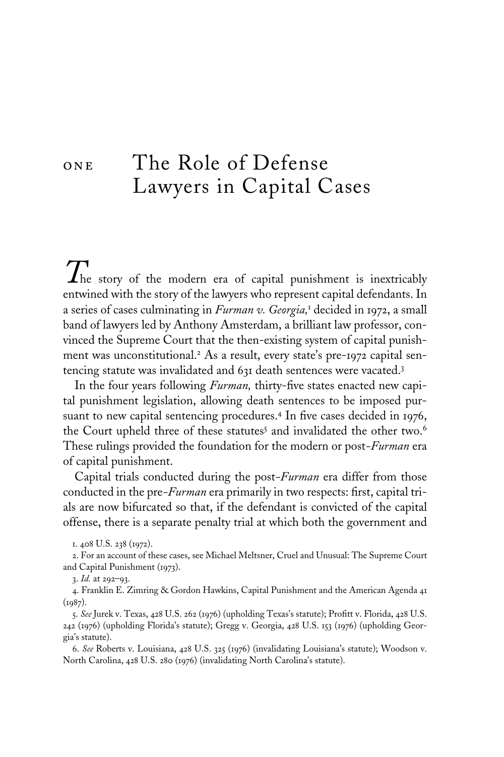# ONE The Role of Defense Lawyers in Capital Cases

The story of the modern era of capital punishment is inextricably entwined with the story of the lawyers who represent capital defendants. In a series of cases culminating in *Furman v. Georgia*,[1] decided in 1972, a small band of lawyers led by Anthony Amsterdam, a brilliant law professor, convinced the Supreme Court that the then-existing system of capital punishment was unconstitutional.[2] As a result, every state's pre-1972 capital sentencing statute was invalidated and 631 death sentences were vacated.[3]

In the four years following *Furman*, thirty-five states enacted new capital punishment legislation, allowing death sentences to be imposed pursuant to new capital sentencing procedures.[4] In five cases decided in 1976, the Court upheld three of these statutes[5] and invalidated the other two.[6] These rulings provided the foundation for the modern or post-*Furman* era of capital punishment.

Capital trials conducted during the post-*Furman* era differ from those conducted in the pre-*Furman* era primarily in two respects: first, capital trials are now bifurcated so that, if the defendant is convicted of the capital offense, there is a separate penalty trial at which both the government and

1. 408 U.S. 238 (1972).

2. For an account of these cases, see Michael Meltsner, Cruel and Unusual: The Supreme Court and Capital Punishment (1973).

3. *Id.* at 292–93.

4. Franklin E. Zimring & Gordon Hawkins, Capital Punishment and the American Agenda 41 (1987).

5. *See* Jurek v. Texas, 428 U.S. 262 (1976) (upholding Texas's statute); Proffitt v. Florida, 428 U.S. 242 (1976) (upholding Florida's statute); Gregg v. Georgia, 428 U.S. 153 (1976) (upholding Georgia's statute).

6. *See* Roberts v. Louisiana, 428 U.S. 325 (1976) (invalidating Louisiana's statute); Woodson v. North Carolina, 428 U.S. 280 (1976) (invalidating North Carolina's statute).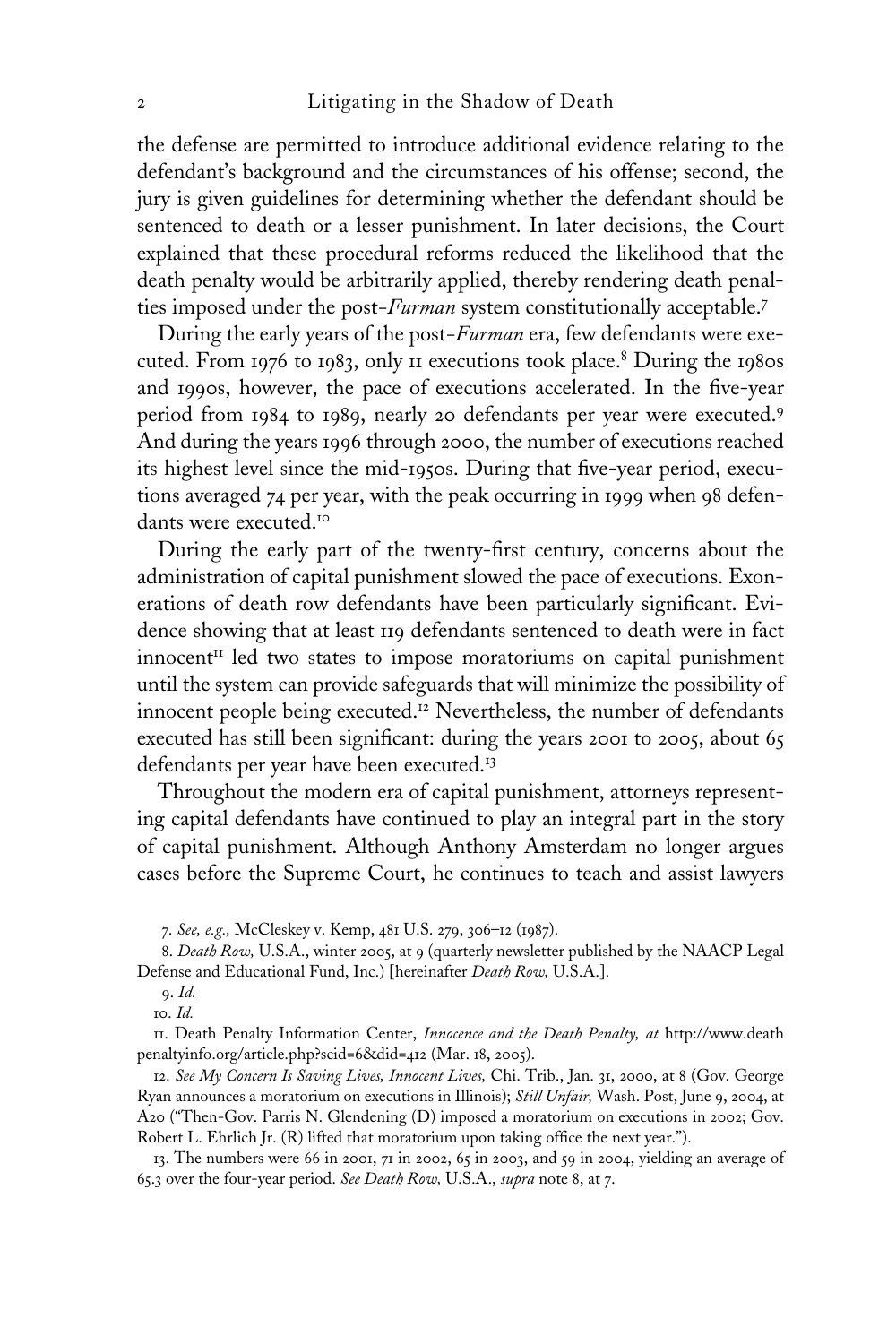the defense are permitted to introduce additional evidence relating to the defendant's background and the circumstances of his offense; second, the jury is given guidelines for determining whether the defendant should be sentenced to death or a lesser punishment. In later decisions, the Court explained that these procedural reforms reduced the likelihood that the death penalty would be arbitrarily applied, thereby rendering death penalties imposed under the post-*Furman* system constitutionally acceptable.[7]

During the early years of the post-*Furman* era, few defendants were executed. From 1976 to 1983, only 11 executions took place.[8] During the 1980s and 1990s, however, the pace of executions accelerated. In the five-year period from 1984 to 1989, nearly 20 defendants per year were executed.[9] And during the years 1996 through 2000, the number of executions reached its highest level since the mid-1950s. During that five-year period, executions averaged 74 per year, with the peak occurring in 1999 when 98 defendants were executed.[10]

During the early part of the twenty-first century, concerns about the administration of capital punishment slowed the pace of executions. Exonerations of death row defendants have been particularly significant. Evidence showing that at least 119 defendants sentenced to death were in fact innocent[11] led two states to impose moratoriums on capital punishment until the system can provide safeguards that will minimize the possibility of innocent people being executed.[12] Nevertheless, the number of defendants executed has still been significant: during the years 2001 to 2005, about 65 defendants per year have been executed.[13]

Throughout the modern era of capital punishment, attorneys representing capital defendants have continued to play an integral part in the story of capital punishment. Although Anthony Amsterdam no longer argues cases before the Supreme Court, he continues to teach and assist lawyers

7. *See, e.g.,* McCleskey v. Kemp, 481 U.S. 279, 306–12 (1987).

8. *Death Row,* U.S.A., winter 2005, at 9 (quarterly newsletter published by the NAACP Legal Defense and Educational Fund, Inc.) [hereinafter *Death Row,* U.S.A.].

9. *Id.*

10. *Id.*

11. Death Penalty Information Center, *Innocence and the Death Penalty, at* http://www.deathpenaltyinfo.org/article.php?scid=6&did=412 (Mar. 18, 2005).

12. *See My Concern Is Saving Lives, Innocent Lives,* Chi. Trib., Jan. 31, 2000, at 8 (Gov. George Ryan announces a moratorium on executions in Illinois); *Still Unfair,* Wash. Post, June 9, 2004, at A20 ("Then-Gov. Parris N. Glendening (D) imposed a moratorium on executions in 2002; Gov. Robert L. Ehrlich Jr. (R) lifted that moratorium upon taking office the next year.").

13. The numbers were 66 in 2001, 71 in 2002, 65 in 2003, and 59 in 2004, yielding an average of 65.3 over the four-year period. *See Death Row,* U.S.A., *supra* note 8, at 7.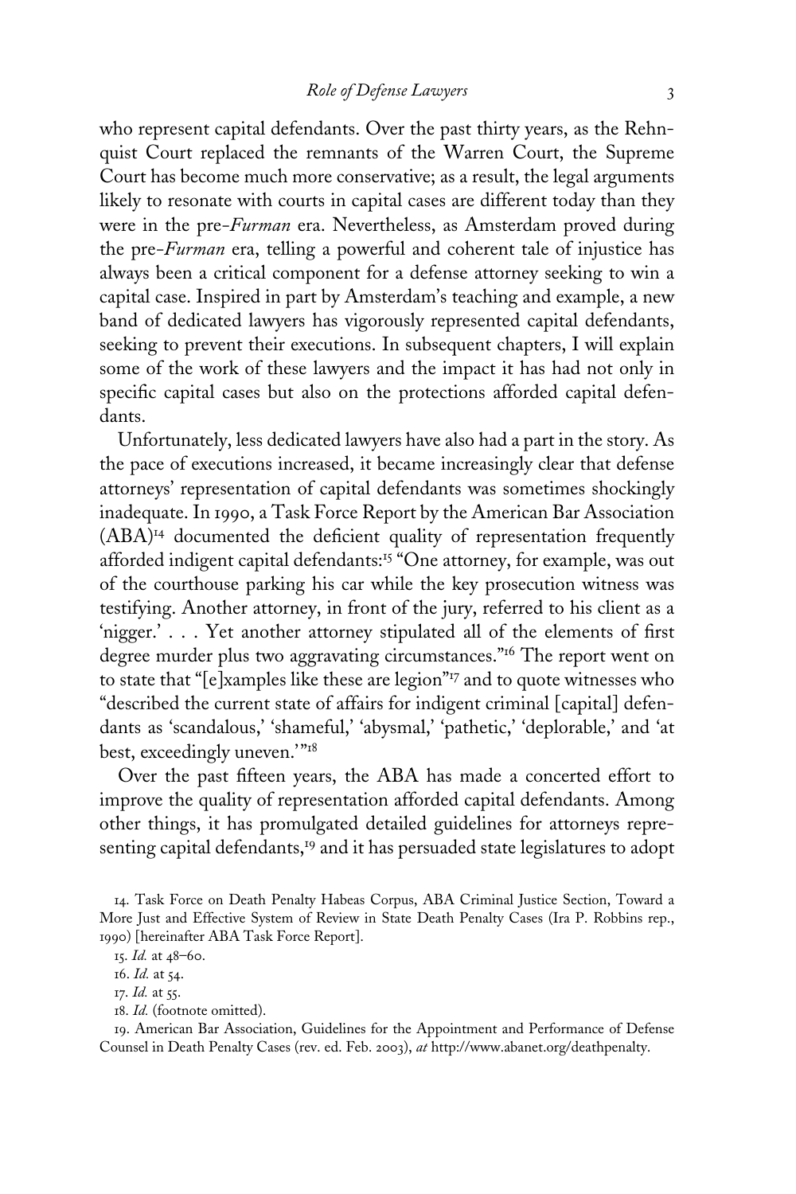who represent capital defendants. Over the past thirty years, as the Rehnquist Court replaced the remnants of the Warren Court, the Supreme Court has become much more conservative; as a result, the legal arguments likely to resonate with courts in capital cases are different today than they were in the pre-*Furman* era. Nevertheless, as Amsterdam proved during the pre-*Furman* era, telling a powerful and coherent tale of injustice has always been a critical component for a defense attorney seeking to win a capital case. Inspired in part by Amsterdam's teaching and example, a new band of dedicated lawyers has vigorously represented capital defendants, seeking to prevent their executions. In subsequent chapters, I will explain some of the work of these lawyers and the impact it has had not only in specific capital cases but also on the protections afforded capital defendants.

Unfortunately, less dedicated lawyers have also had a part in the story. As the pace of executions increased, it became increasingly clear that defense attorneys' representation of capital defendants was sometimes shockingly inadequate. In 1990, a Task Force Report by the American Bar Association (ABA)[14] documented the deficient quality of representation frequently afforded indigent capital defendants:[15] "One attorney, for example, was out of the courthouse parking his car while the key prosecution witness was testifying. Another attorney, in front of the jury, referred to his client as a 'nigger.' . . . Yet another attorney stipulated all of the elements of first degree murder plus two aggravating circumstances."[16] The report went on to state that "[e]xamples like these are legion"[17] and to quote witnesses who "described the current state of affairs for indigent criminal [capital] defendants as 'scandalous,' 'shameful,' 'abysmal,' 'pathetic,' 'deplorable,' and 'at best, exceedingly uneven.'"[18]

Over the past fifteen years, the ABA has made a concerted effort to improve the quality of representation afforded capital defendants. Among other things, it has promulgated detailed guidelines for attorneys representing capital defendants,[19] and it has persuaded state legislatures to adopt

14. Task Force on Death Penalty Habeas Corpus, ABA Criminal Justice Section, Toward a More Just and Effective System of Review in State Death Penalty Cases (Ira P. Robbins rep., 1990) [hereinafter ABA Task Force Report].

15. *Id.* at 48–60.

16. *Id.* at 54.

17. *Id.* at 55.

18. *Id.* (footnote omitted).

19. American Bar Association, Guidelines for the Appointment and Performance of Defense Counsel in Death Penalty Cases (rev. ed. Feb. 2003), *at* http://www.abanet.org/deathpenalty.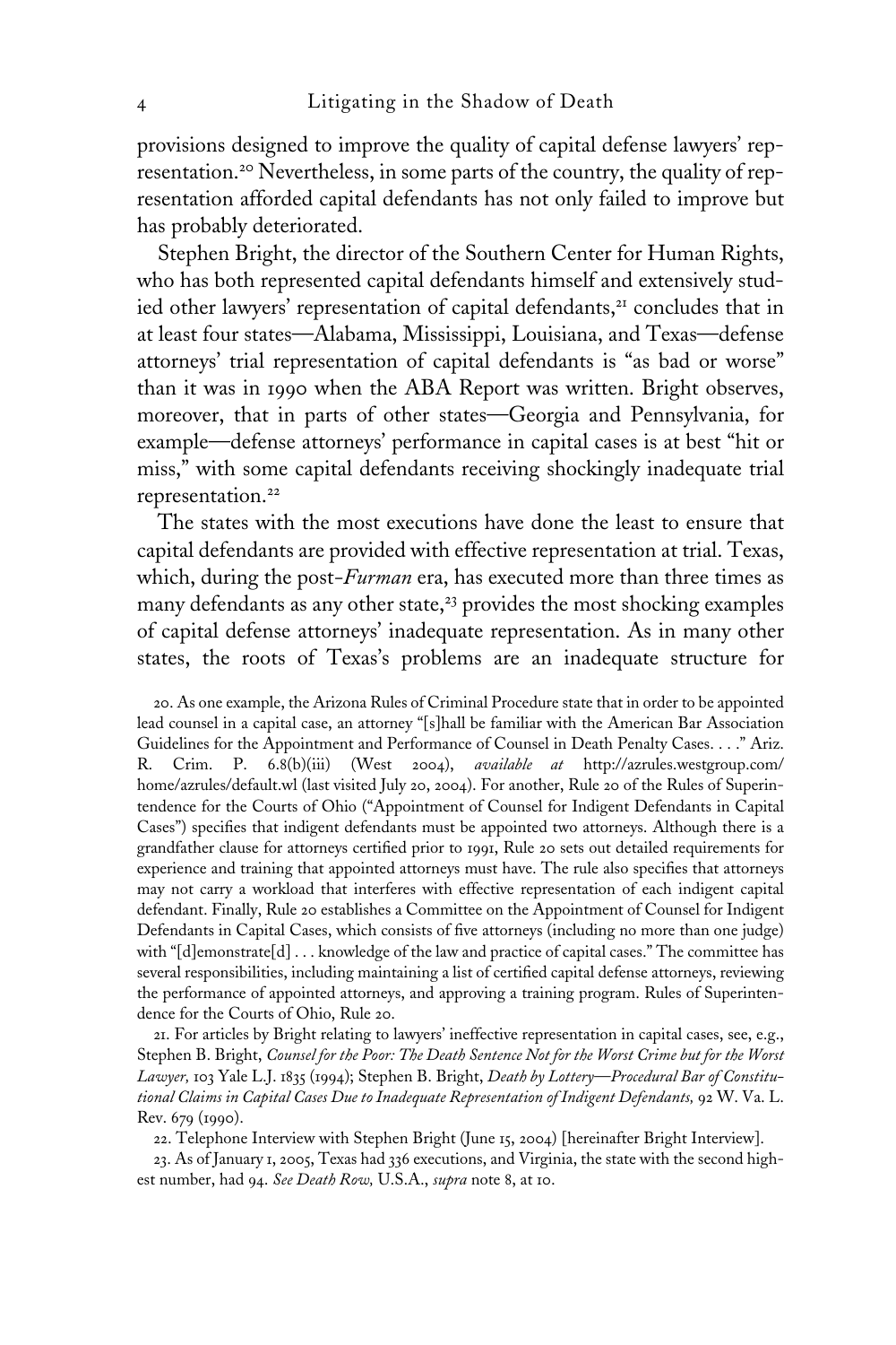provisions designed to improve the quality of capital defense lawyers' representation.[20] Nevertheless, in some parts of the country, the quality of representation afforded capital defendants has not only failed to improve but has probably deteriorated.

Stephen Bright, the director of the Southern Center for Human Rights, who has both represented capital defendants himself and extensively studied other lawyers' representation of capital defendants,[21] concludes that in at least four states—Alabama, Mississippi, Louisiana, and Texas—defense attorneys' trial representation of capital defendants is "as bad or worse" than it was in 1990 when the ABA Report was written. Bright observes, moreover, that in parts of other states—Georgia and Pennsylvania, for example—defense attorneys' performance in capital cases is at best "hit or miss," with some capital defendants receiving shockingly inadequate trial representation.[22]

The states with the most executions have done the least to ensure that capital defendants are provided with effective representation at trial. Texas, which, during the post-*Furman* era, has executed more than three times as many defendants as any other state,[23] provides the most shocking examples of capital defense attorneys' inadequate representation. As in many other states, the roots of Texas's problems are an inadequate structure for

20. As one example, the Arizona Rules of Criminal Procedure state that in order to be appointed lead counsel in a capital case, an attorney "[s]hall be familiar with the American Bar Association Guidelines for the Appointment and Performance of Counsel in Death Penalty Cases. . . ." Ariz. R. Crim. P. 6.8(b)(iii) (West 2004), *available at* http://azrules.westgroup.com/home/azrules/default.wl (last visited July 20, 2004). For another, Rule 20 of the Rules of Superintendence for the Courts of Ohio ("Appointment of Counsel for Indigent Defendants in Capital Cases") specifies that indigent defendants must be appointed two attorneys. Although there is a grandfather clause for attorneys certified prior to 1991, Rule 20 sets out detailed requirements for experience and training that appointed attorneys must have. The rule also specifies that attorneys may not carry a workload that interferes with effective representation of each indigent capital defendant. Finally, Rule 20 establishes a Committee on the Appointment of Counsel for Indigent Defendants in Capital Cases, which consists of five attorneys (including no more than one judge) with "[d]emonstrate[d] . . . knowledge of the law and practice of capital cases." The committee has several responsibilities, including maintaining a list of certified capital defense attorneys, reviewing the performance of appointed attorneys, and approving a training program. Rules of Superintendence for the Courts of Ohio, Rule 20.

21. For articles by Bright relating to lawyers' ineffective representation in capital cases, see, e.g., Stephen B. Bright, *Counsel for the Poor: The Death Sentence Not for the Worst Crime but for the Worst Lawyer,* 103 Yale L.J. 1835 (1994); Stephen B. Bright, *Death by Lottery—Procedural Bar of Constitutional Claims in Capital Cases Due to Inadequate Representation of Indigent Defendants,* 92 W. Va. L. Rev. 679 (1990).

22. Telephone Interview with Stephen Bright (June 15, 2004) [hereinafter Bright Interview].

23. As of January 1, 2005, Texas had 336 executions, and Virginia, the state with the second highest number, had 94. *See Death Row,* U.S.A., *supra* note 8, at 10.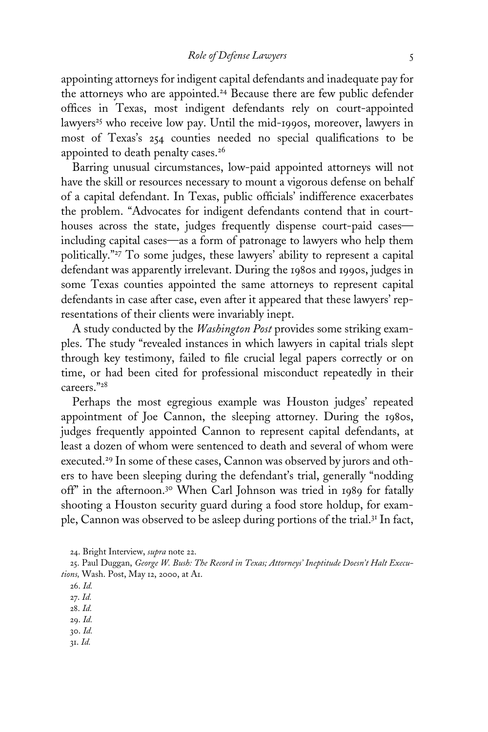appointing attorneys for indigent capital defendants and inadequate pay for the attorneys who are appointed.[24] Because there are few public defender offices in Texas, most indigent defendants rely on court-appointed lawyers[25] who receive low pay. Until the mid-1990s, moreover, lawyers in most of Texas's 254 counties needed no special qualifications to be appointed to death penalty cases.[26]

Barring unusual circumstances, low-paid appointed attorneys will not have the skill or resources necessary to mount a vigorous defense on behalf of a capital defendant. In Texas, public officials' indifference exacerbates the problem. "Advocates for indigent defendants contend that in courthouses across the state, judges frequently dispense court-paid cases—including capital cases—as a form of patronage to lawyers who help them politically."[27] To some judges, these lawyers' ability to represent a capital defendant was apparently irrelevant. During the 1980s and 1990s, judges in some Texas counties appointed the same attorneys to represent capital defendants in case after case, even after it appeared that these lawyers' representations of their clients were invariably inept.

A study conducted by the *Washington Post* provides some striking examples. The study "revealed instances in which lawyers in capital trials slept through key testimony, failed to file crucial legal papers correctly or on time, or had been cited for professional misconduct repeatedly in their careers."[28]

Perhaps the most egregious example was Houston judges' repeated appointment of Joe Cannon, the sleeping attorney. During the 1980s, judges frequently appointed Cannon to represent capital defendants, at least a dozen of whom were sentenced to death and several of whom were executed.[29] In some of these cases, Cannon was observed by jurors and others to have been sleeping during the defendant's trial, generally "nodding off" in the afternoon.[30] When Carl Johnson was tried in 1989 for fatally shooting a Houston security guard during a food store holdup, for example, Cannon was observed to be asleep during portions of the trial.[31] In fact,

24. Bright Interview, *supra* note 22.

25. Paul Duggan, *George W. Bush: The Record in Texas; Attorneys' Ineptitude Doesn't Halt Executions,* Wash. Post, May 12, 2000, at A1.

26. *Id.*

27. *Id.*

28. *Id.*

29. *Id.*

30. *Id.*

31. *Id.*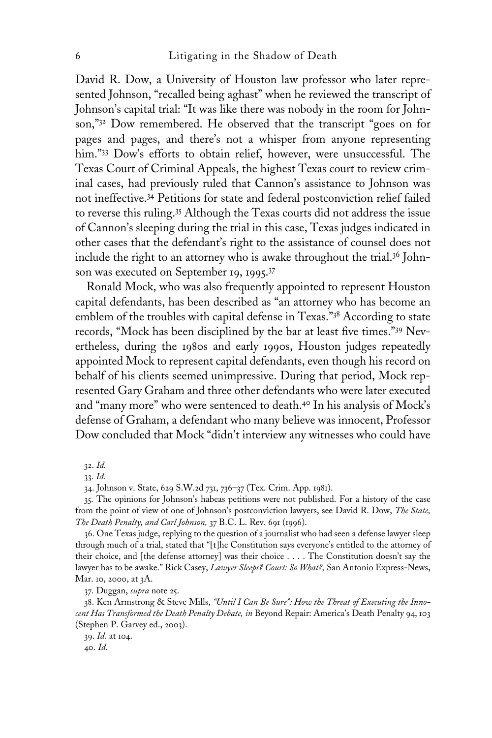David R. Dow, a University of Houston law professor who later represented Johnson, "recalled being aghast" when he reviewed the transcript of Johnson's capital trial: "It was like there was nobody in the room for Johnson,"[32] Dow remembered. He observed that the transcript "goes on for pages and pages, and there's not a whisper from anyone representing him."[33] Dow's efforts to obtain relief, however, were unsuccessful. The Texas Court of Criminal Appeals, the highest Texas court to review criminal cases, had previously ruled that Cannon's assistance to Johnson was not ineffective.[34] Petitions for state and federal postconviction relief failed to reverse this ruling.[35] Although the Texas courts did not address the issue of Cannon's sleeping during the trial in this case, Texas judges indicated in other cases that the defendant's right to the assistance of counsel does not include the right to an attorney who is awake throughout the trial.[36] Johnson was executed on September 19, 1995.[37]

Ronald Mock, who was also frequently appointed to represent Houston capital defendants, has been described as "an attorney who has become an emblem of the troubles with capital defense in Texas."[38] According to state records, "Mock has been disciplined by the bar at least five times."[39] Nevertheless, during the 1980s and early 1990s, Houston judges repeatedly appointed Mock to represent capital defendants, even though his record on behalf of his clients seemed unimpressive. During that period, Mock represented Gary Graham and three other defendants who were later executed and "many more" who were sentenced to death.[40] In his analysis of Mock's defense of Graham, a defendant who many believe was innocent, Professor Dow concluded that Mock "didn't interview any witnesses who could have

32. *Id.*

33. *Id.*

34. Johnson v. State, 629 S.W.2d 731, 736–37 (Tex. Crim. App. 1981).

35. The opinions for Johnson's habeas petitions were not published. For a history of the case from the point of view of one of Johnson's postconviction lawyers, see David R. Dow, *The State, The Death Penalty, and Carl Johnson,* 37 B.C. L. Rev. 691 (1996).

36. One Texas judge, replying to the question of a journalist who had seen a defense lawyer sleep through much of a trial, stated that "[t]he Constitution says everyone's entitled to the attorney of their choice, and [the defense attorney] was their choice . . . . The Constitution doesn't say the lawyer has to be awake." Rick Casey, *Lawyer Sleeps? Court: So What?,* San Antonio Express-News, Mar. 10, 2000, at 3A.

37. Duggan, *supra* note 25.

38. Ken Armstrong & Steve Mills, *"Until I Can Be Sure": How the Threat of Executing the Innocent Has Transformed the Death Penalty Debate, in* Beyond Repair: America's Death Penalty 94, 103 (Stephen P. Garvey ed., 2003).

39. *Id.* at 104.

40. *Id.*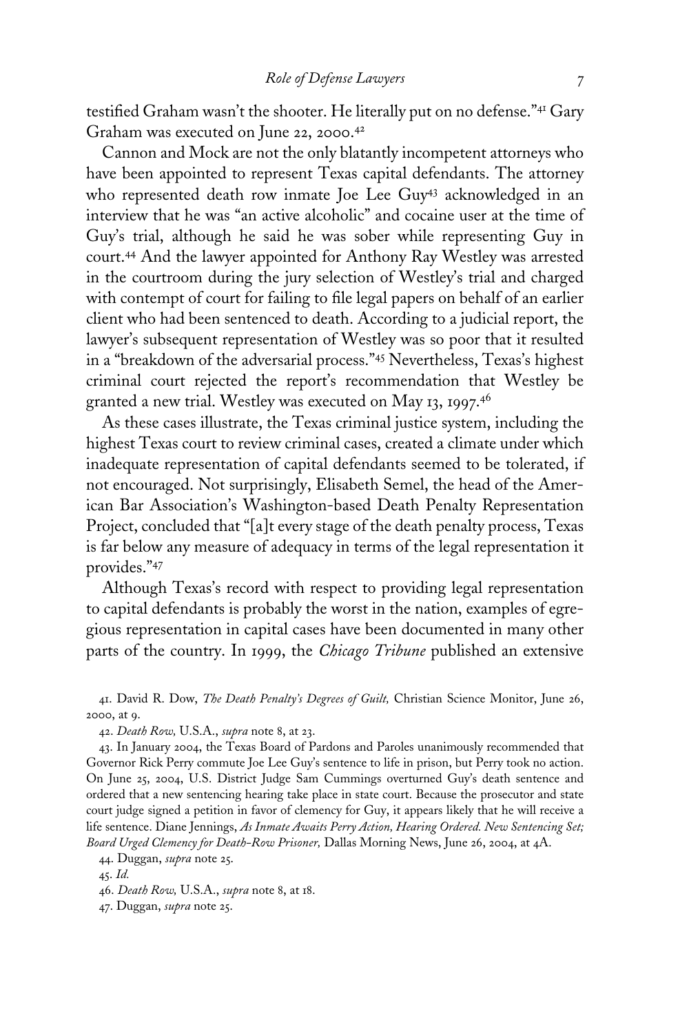testified Graham wasn't the shooter. He literally put on no defense."[41] Gary Graham was executed on June 22, 2000.[42]

Cannon and Mock are not the only blatantly incompetent attorneys who have been appointed to represent Texas capital defendants. The attorney who represented death row inmate Joe Lee Guy[43] acknowledged in an interview that he was "an active alcoholic" and cocaine user at the time of Guy's trial, although he said he was sober while representing Guy in court.[44] And the lawyer appointed for Anthony Ray Westley was arrested in the courtroom during the jury selection of Westley's trial and charged with contempt of court for failing to file legal papers on behalf of an earlier client who had been sentenced to death. According to a judicial report, the lawyer's subsequent representation of Westley was so poor that it resulted in a "breakdown of the adversarial process."[45] Nevertheless, Texas's highest criminal court rejected the report's recommendation that Westley be granted a new trial. Westley was executed on May 13, 1997.[46]

As these cases illustrate, the Texas criminal justice system, including the highest Texas court to review criminal cases, created a climate under which inadequate representation of capital defendants seemed to be tolerated, if not encouraged. Not surprisingly, Elisabeth Semel, the head of the American Bar Association's Washington-based Death Penalty Representation Project, concluded that "[a]t every stage of the death penalty process, Texas is far below any measure of adequacy in terms of the legal representation it provides."[47]

Although Texas's record with respect to providing legal representation to capital defendants is probably the worst in the nation, examples of egregious representation in capital cases have been documented in many other parts of the country. In 1999, the *Chicago Tribune* published an extensive

41. David R. Dow, *The Death Penalty's Degrees of Guilt,* Christian Science Monitor, June 26, 2000, at 9.

42. *Death Row,* U.S.A., *supra* note 8, at 23.

43. In January 2004, the Texas Board of Pardons and Paroles unanimously recommended that Governor Rick Perry commute Joe Lee Guy's sentence to life in prison, but Perry took no action. On June 25, 2004, U.S. District Judge Sam Cummings overturned Guy's death sentence and ordered that a new sentencing hearing take place in state court. Because the prosecutor and state court judge signed a petition in favor of clemency for Guy, it appears likely that he will receive a life sentence. Diane Jennings, *As Inmate Awaits Perry Action, Hearing Ordered. New Sentencing Set; Board Urged Clemency for Death-Row Prisoner,* Dallas Morning News, June 26, 2004, at 4A.

44. Duggan, *supra* note 25.

45. *Id.*

46. *Death Row,* U.S.A., *supra* note 8, at 18.

47. Duggan, *supra* note 25.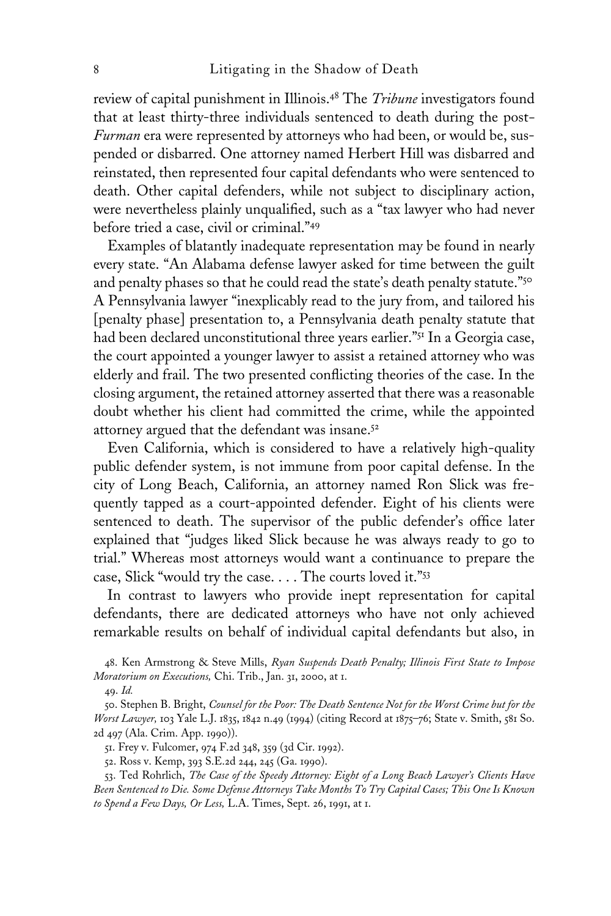review of capital punishment in Illinois.[48] The *Tribune* investigators found that at least thirty-three individuals sentenced to death during the post-*Furman* era were represented by attorneys who had been, or would be, suspended or disbarred. One attorney named Herbert Hill was disbarred and reinstated, then represented four capital defendants who were sentenced to death. Other capital defenders, while not subject to disciplinary action, were nevertheless plainly unqualified, such as a "tax lawyer who had never before tried a case, civil or criminal."[49]

Examples of blatantly inadequate representation may be found in nearly every state. "An Alabama defense lawyer asked for time between the guilt and penalty phases so that he could read the state's death penalty statute."[50] A Pennsylvania lawyer "inexplicably read to the jury from, and tailored his [penalty phase] presentation to, a Pennsylvania death penalty statute that had been declared unconstitutional three years earlier."[51] In a Georgia case, the court appointed a younger lawyer to assist a retained attorney who was elderly and frail. The two presented conflicting theories of the case. In the closing argument, the retained attorney asserted that there was a reasonable doubt whether his client had committed the crime, while the appointed attorney argued that the defendant was insane.[52]

Even California, which is considered to have a relatively high-quality public defender system, is not immune from poor capital defense. In the city of Long Beach, California, an attorney named Ron Slick was frequently tapped as a court-appointed defender. Eight of his clients were sentenced to death. The supervisor of the public defender's office later explained that "judges liked Slick because he was always ready to go to trial." Whereas most attorneys would want a continuance to prepare the case, Slick "would try the case. . . . The courts loved it."[53]

In contrast to lawyers who provide inept representation for capital defendants, there are dedicated attorneys who have not only achieved remarkable results on behalf of individual capital defendants but also, in

48. Ken Armstrong & Steve Mills, *Ryan Suspends Death Penalty; Illinois First State to Impose Moratorium on Executions,* Chi. Trib., Jan. 31, 2000, at 1.

49. *Id.*

50. Stephen B. Bright, *Counsel for the Poor: The Death Sentence Not for the Worst Crime but for the Worst Lawyer,* 103 Yale L.J. 1835, 1842 n.49 (1994) (citing Record at 1875–76; State v. Smith, 581 So. 2d 497 (Ala. Crim. App. 1990)).

51. Frey v. Fulcomer, 974 F.2d 348, 359 (3d Cir. 1992).

52. Ross v. Kemp, 393 S.E.2d 244, 245 (Ga. 1990).

53. Ted Rohrlich, *The Case of the Speedy Attorney: Eight of a Long Beach Lawyer's Clients Have Been Sentenced to Die. Some Defense Attorneys Take Months To Try Capital Cases; This One Is Known to Spend a Few Days, Or Less,* L.A. Times, Sept. 26, 1991, at 1.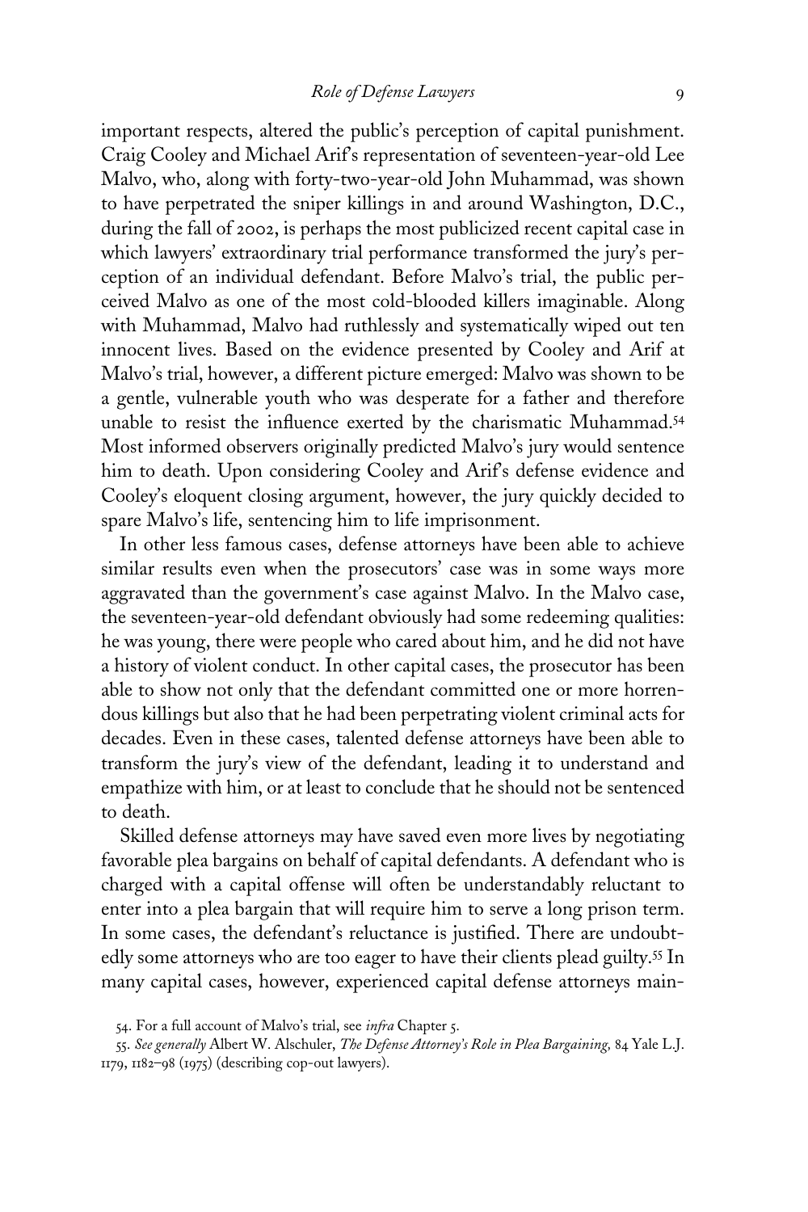important respects, altered the public's perception of capital punishment. Craig Cooley and Michael Arif's representation of seventeen-year-old Lee Malvo, who, along with forty-two-year-old John Muhammad, was shown to have perpetrated the sniper killings in and around Washington, D.C., during the fall of 2002, is perhaps the most publicized recent capital case in which lawyers' extraordinary trial performance transformed the jury's perception of an individual defendant. Before Malvo's trial, the public perceived Malvo as one of the most cold-blooded killers imaginable. Along with Muhammad, Malvo had ruthlessly and systematically wiped out ten innocent lives. Based on the evidence presented by Cooley and Arif at Malvo's trial, however, a different picture emerged: Malvo was shown to be a gentle, vulnerable youth who was desperate for a father and therefore unable to resist the influence exerted by the charismatic Muhammad.[54] Most informed observers originally predicted Malvo's jury would sentence him to death. Upon considering Cooley and Arif's defense evidence and Cooley's eloquent closing argument, however, the jury quickly decided to spare Malvo's life, sentencing him to life imprisonment.

In other less famous cases, defense attorneys have been able to achieve similar results even when the prosecutors' case was in some ways more aggravated than the government's case against Malvo. In the Malvo case, the seventeen-year-old defendant obviously had some redeeming qualities: he was young, there were people who cared about him, and he did not have a history of violent conduct. In other capital cases, the prosecutor has been able to show not only that the defendant committed one or more horrendous killings but also that he had been perpetrating violent criminal acts for decades. Even in these cases, talented defense attorneys have been able to transform the jury's view of the defendant, leading it to understand and empathize with him, or at least to conclude that he should not be sentenced to death.

Skilled defense attorneys may have saved even more lives by negotiating favorable plea bargains on behalf of capital defendants. A defendant who is charged with a capital offense will often be understandably reluctant to enter into a plea bargain that will require him to serve a long prison term. In some cases, the defendant's reluctance is justified. There are undoubtedly some attorneys who are too eager to have their clients plead guilty.[55] In many capital cases, however, experienced capital defense attorneys main-

54. For a full account of Malvo's trial, see *infra* Chapter 5.

55. *See generally* Albert W. Alschuler, *The Defense Attorney's Role in Plea Bargaining,* 84 Yale L.J. 1179, 1182–98 (1975) (describing cop-out lawyers).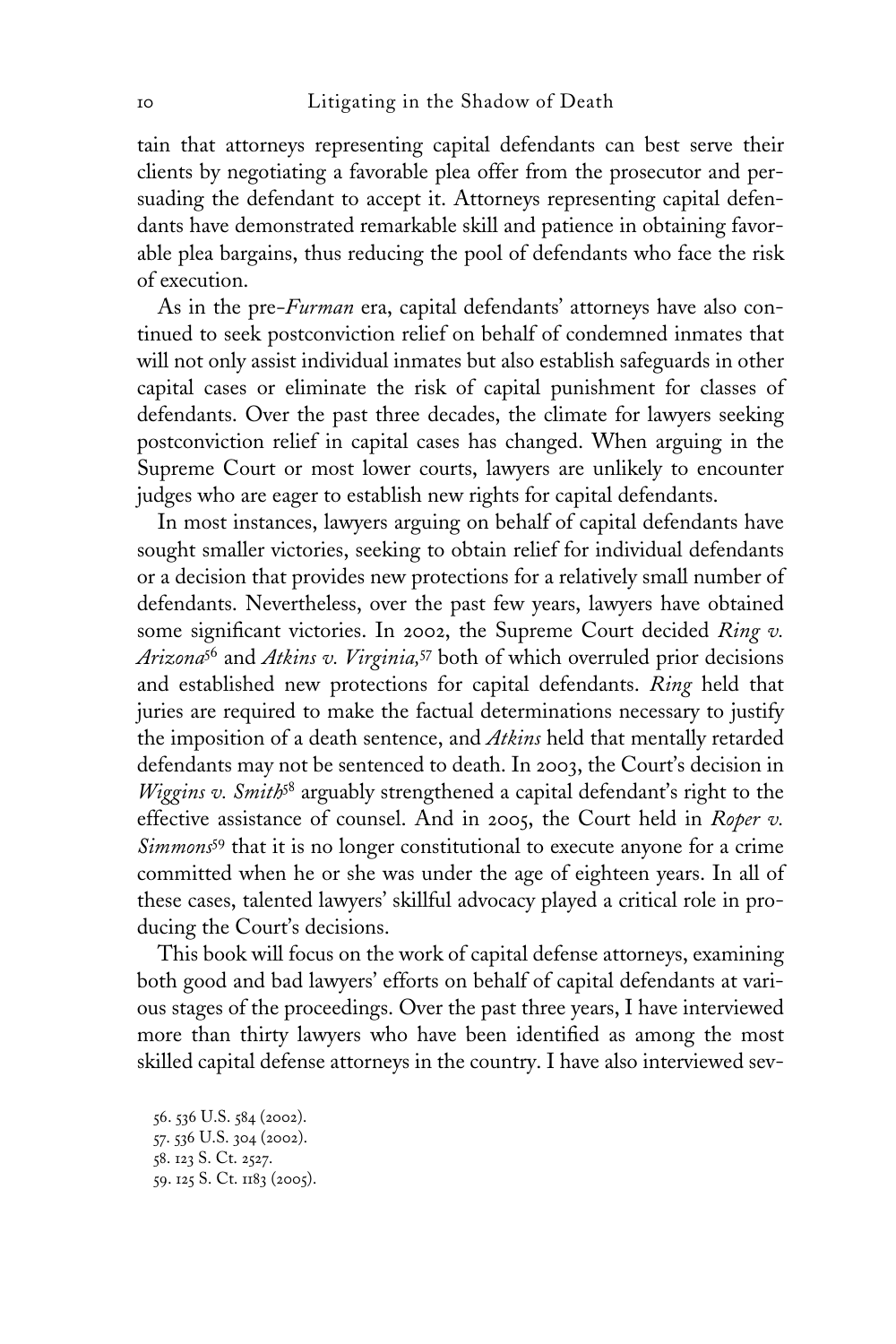tain that attorneys representing capital defendants can best serve their clients by negotiating a favorable plea offer from the prosecutor and persuading the defendant to accept it. Attorneys representing capital defendants have demonstrated remarkable skill and patience in obtaining favorable plea bargains, thus reducing the pool of defendants who face the risk of execution.

As in the pre-*Furman* era, capital defendants' attorneys have also continued to seek postconviction relief on behalf of condemned inmates that will not only assist individual inmates but also establish safeguards in other capital cases or eliminate the risk of capital punishment for classes of defendants. Over the past three decades, the climate for lawyers seeking postconviction relief in capital cases has changed. When arguing in the Supreme Court or most lower courts, lawyers are unlikely to encounter judges who are eager to establish new rights for capital defendants.

In most instances, lawyers arguing on behalf of capital defendants have sought smaller victories, seeking to obtain relief for individual defendants or a decision that provides new protections for a relatively small number of defendants. Nevertheless, over the past few years, lawyers have obtained some significant victories. In 2002, the Supreme Court decided *Ring v. Arizona*[56] and *Atkins v. Virginia*,[57] both of which overruled prior decisions and established new protections for capital defendants. *Ring* held that juries are required to make the factual determinations necessary to justify the imposition of a death sentence, and *Atkins* held that mentally retarded defendants may not be sentenced to death. In 2003, the Court's decision in *Wiggins v. Smith*[58] arguably strengthened a capital defendant's right to the effective assistance of counsel. And in 2005, the Court held in *Roper v. Simmons*[59] that it is no longer constitutional to execute anyone for a crime committed when he or she was under the age of eighteen years. In all of these cases, talented lawyers' skillful advocacy played a critical role in producing the Court's decisions.

This book will focus on the work of capital defense attorneys, examining both good and bad lawyers' efforts on behalf of capital defendants at various stages of the proceedings. Over the past three years, I have interviewed more than thirty lawyers who have been identified as among the most skilled capital defense attorneys in the country. I have also interviewed sev-

56. 536 U.S. 584 (2002).
57. 536 U.S. 304 (2002).
58. 123 S. Ct. 2527.
59. 125 S. Ct. 1183 (2005).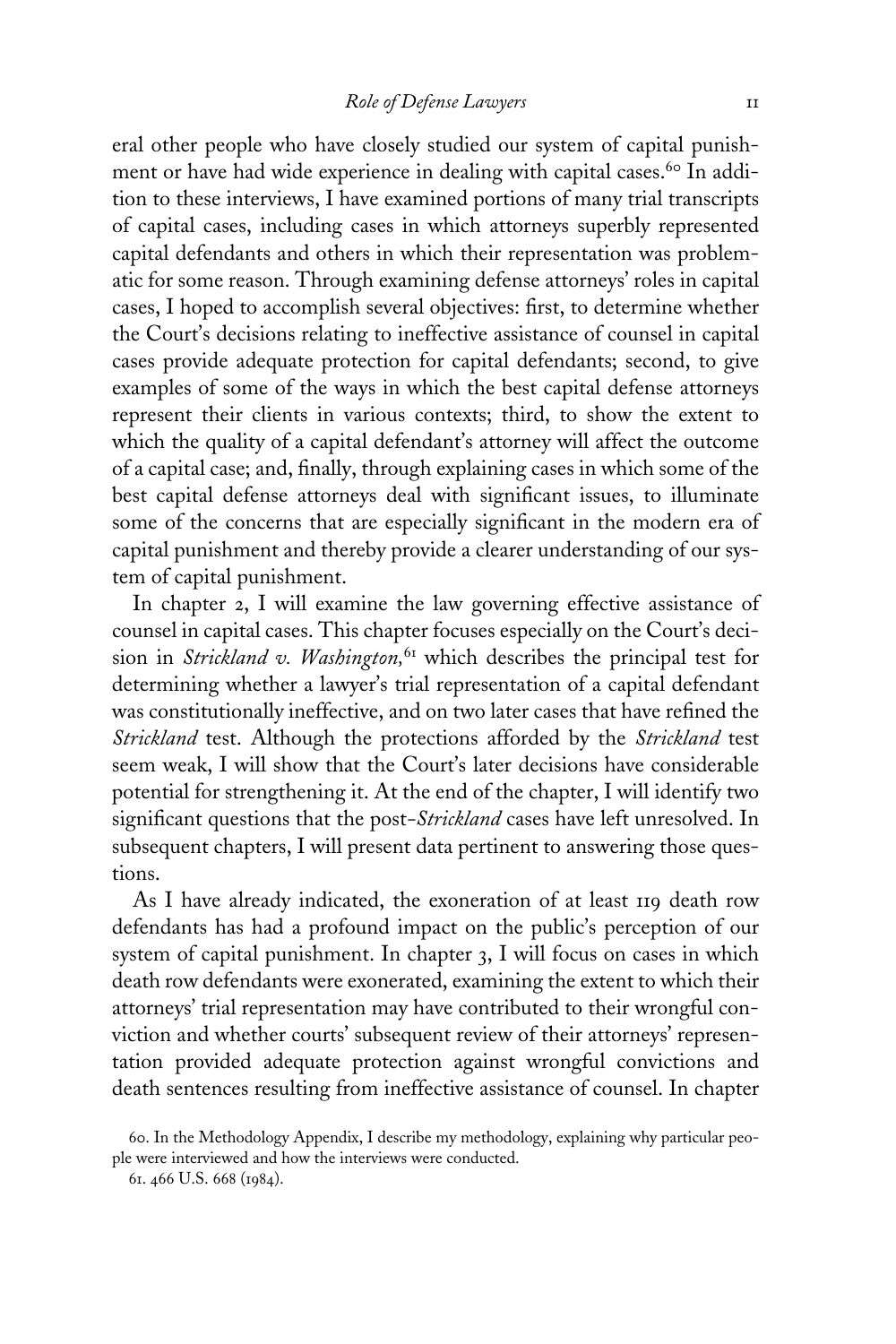eral other people who have closely studied our system of capital punishment or have had wide experience in dealing with capital cases.[60] In addition to these interviews, I have examined portions of many trial transcripts of capital cases, including cases in which attorneys superbly represented capital defendants and others in which their representation was problematic for some reason. Through examining defense attorneys' roles in capital cases, I hoped to accomplish several objectives: first, to determine whether the Court's decisions relating to ineffective assistance of counsel in capital cases provide adequate protection for capital defendants; second, to give examples of some of the ways in which the best capital defense attorneys represent their clients in various contexts; third, to show the extent to which the quality of a capital defendant's attorney will affect the outcome of a capital case; and, finally, through explaining cases in which some of the best capital defense attorneys deal with significant issues, to illuminate some of the concerns that are especially significant in the modern era of capital punishment and thereby provide a clearer understanding of our system of capital punishment.

In chapter 2, I will examine the law governing effective assistance of counsel in capital cases. This chapter focuses especially on the Court's decision in *Strickland v. Washington*,[61] which describes the principal test for determining whether a lawyer's trial representation of a capital defendant was constitutionally ineffective, and on two later cases that have refined the *Strickland* test. Although the protections afforded by the *Strickland* test seem weak, I will show that the Court's later decisions have considerable potential for strengthening it. At the end of the chapter, I will identify two significant questions that the post-*Strickland* cases have left unresolved. In subsequent chapters, I will present data pertinent to answering those questions.

As I have already indicated, the exoneration of at least 119 death row defendants has had a profound impact on the public's perception of our system of capital punishment. In chapter 3, I will focus on cases in which death row defendants were exonerated, examining the extent to which their attorneys' trial representation may have contributed to their wrongful conviction and whether courts' subsequent review of their attorneys' representation provided adequate protection against wrongful convictions and death sentences resulting from ineffective assistance of counsel. In chapter

60. In the Methodology Appendix, I describe my methodology, explaining why particular people were interviewed and how the interviews were conducted.

61. 466 U.S. 668 (1984).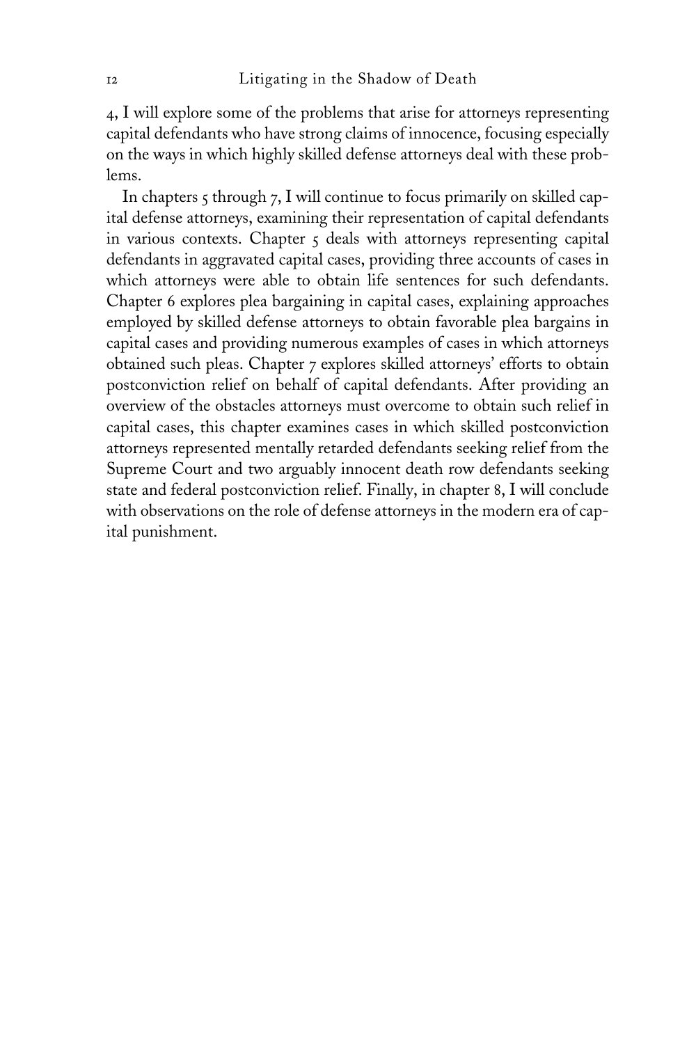4, I will explore some of the problems that arise for attorneys representing capital defendants who have strong claims of innocence, focusing especially on the ways in which highly skilled defense attorneys deal with these problems.

In chapters 5 through 7, I will continue to focus primarily on skilled capital defense attorneys, examining their representation of capital defendants in various contexts. Chapter 5 deals with attorneys representing capital defendants in aggravated capital cases, providing three accounts of cases in which attorneys were able to obtain life sentences for such defendants. Chapter 6 explores plea bargaining in capital cases, explaining approaches employed by skilled defense attorneys to obtain favorable plea bargains in capital cases and providing numerous examples of cases in which attorneys obtained such pleas. Chapter 7 explores skilled attorneys' efforts to obtain postconviction relief on behalf of capital defendants. After providing an overview of the obstacles attorneys must overcome to obtain such relief in capital cases, this chapter examines cases in which skilled postconviction attorneys represented mentally retarded defendants seeking relief from the Supreme Court and two arguably innocent death row defendants seeking state and federal postconviction relief. Finally, in chapter 8, I will conclude with observations on the role of defense attorneys in the modern era of capital punishment.